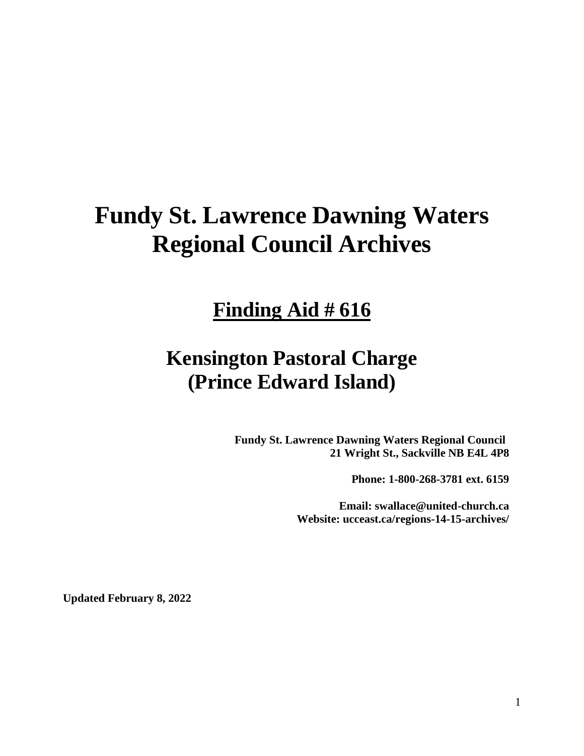# Fundy St. Lawrence Dawning Waters Regional Council Archives

## <u>Finding Aid # 616</u>

## Kensington Pastoral Charge (Prince Edward Island)

**Fundy St. Lawrence Dawning Waters Regional Council**
**21 Wright St., Sackville NB E4L 4P8**

**Phone: 1-800-268-3781 ext. 6159**

**Email: swallace@united-church.ca**
**Website: ucceast.ca/regions-14-15-archives/**

**Updated February 8, 2022**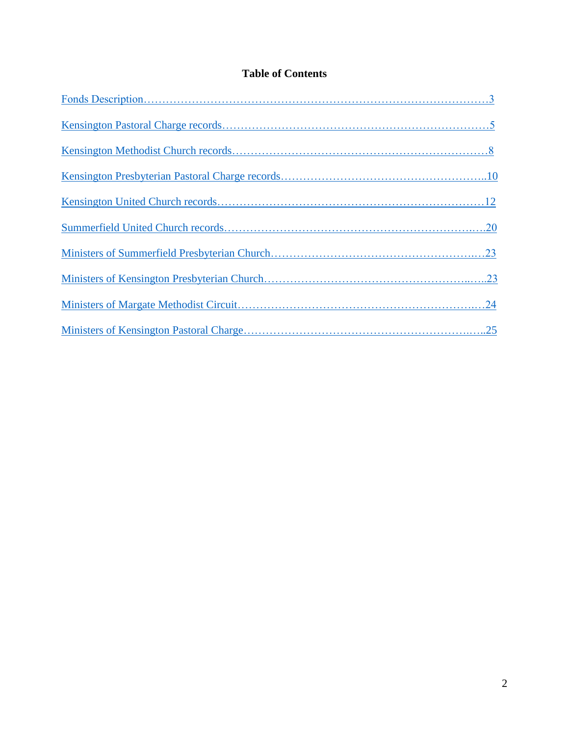# Table of Contents

Fonds Description……………………………………………………………………………………3

Kensington Pastoral Charge records………………………………………………………………5

Kensington Methodist Church records……………………………………………………………8

Kensington Presbyterian Pastoral Charge records………………………………………………..10

Kensington United Church records…………………………………………………………………12

Summerfield United Church records……………………………………………………………..…20

Ministers of Summerfield Presbyterian Church…………………………………………………..…23

Ministers of Kensington Presbyterian Church…………………………………………………..…..23

Ministers of Margate Methodist Circuit……………………………………………………………..…24

Ministers of Kensington Pastoral Charge……………………………………………………………..25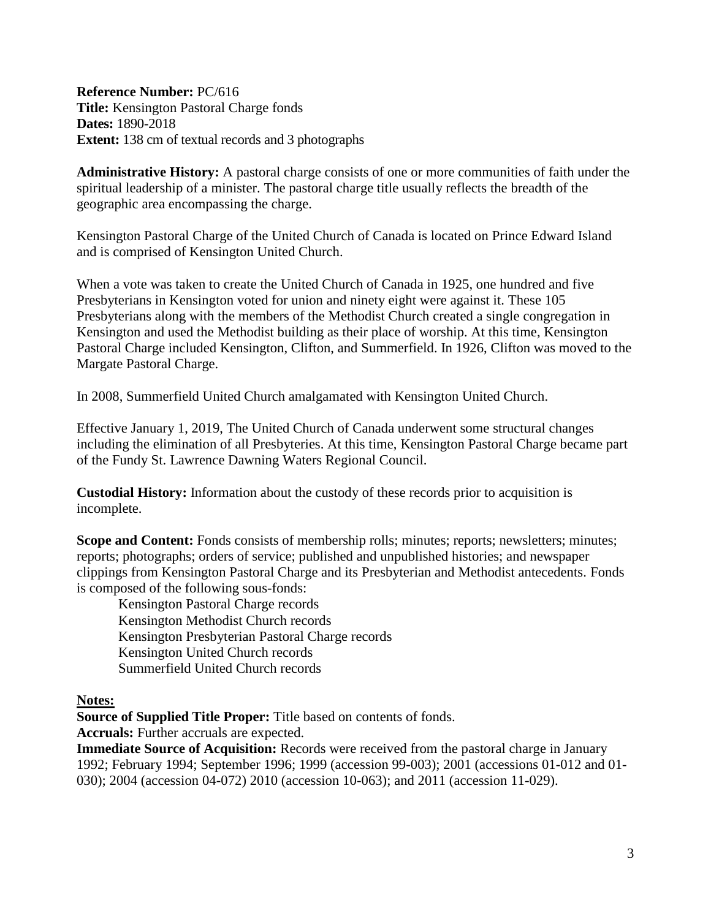**Reference Number:** PC/616
**Title:** Kensington Pastoral Charge fonds
**Dates:** 1890-2018
**Extent:** 138 cm of textual records and 3 photographs

**Administrative History:** A pastoral charge consists of one or more communities of faith under the spiritual leadership of a minister. The pastoral charge title usually reflects the breadth of the geographic area encompassing the charge.

Kensington Pastoral Charge of the United Church of Canada is located on Prince Edward Island and is comprised of Kensington United Church.

When a vote was taken to create the United Church of Canada in 1925, one hundred and five Presbyterians in Kensington voted for union and ninety eight were against it. These 105 Presbyterians along with the members of the Methodist Church created a single congregation in Kensington and used the Methodist building as their place of worship. At this time, Kensington Pastoral Charge included Kensington, Clifton, and Summerfield. In 1926, Clifton was moved to the Margate Pastoral Charge.

In 2008, Summerfield United Church amalgamated with Kensington United Church.

Effective January 1, 2019, The United Church of Canada underwent some structural changes including the elimination of all Presbyteries. At this time, Kensington Pastoral Charge became part of the Fundy St. Lawrence Dawning Waters Regional Council.

**Custodial History:** Information about the custody of these records prior to acquisition is incomplete.

**Scope and Content:** Fonds consists of membership rolls; minutes; reports; newsletters; minutes; reports; photographs; orders of service; published and unpublished histories; and newspaper clippings from Kensington Pastoral Charge and its Presbyterian and Methodist antecedents. Fonds is composed of the following sous-fonds:

- Kensington Pastoral Charge records
- Kensington Methodist Church records
- Kensington Presbyterian Pastoral Charge records
- Kensington United Church records
- Summerfield United Church records

**Notes:**

**Source of Supplied Title Proper:** Title based on contents of fonds.
**Accruals:** Further accruals are expected.
**Immediate Source of Acquisition:** Records were received from the pastoral charge in January 1992; February 1994; September 1996; 1999 (accession 99-003); 2001 (accessions 01-012 and 01-030); 2004 (accession 04-072) 2010 (accession 10-063); and 2011 (accession 11-029).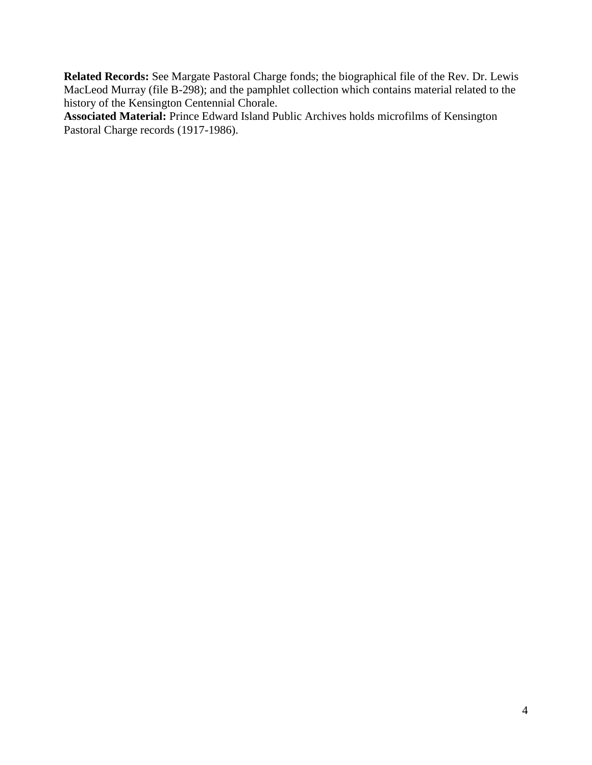**Related Records:** See Margate Pastoral Charge fonds; the biographical file of the Rev. Dr. Lewis MacLeod Murray (file B-298); and the pamphlet collection which contains material related to the history of the Kensington Centennial Chorale.

**Associated Material:** Prince Edward Island Public Archives holds microfilms of Kensington Pastoral Charge records (1917-1986).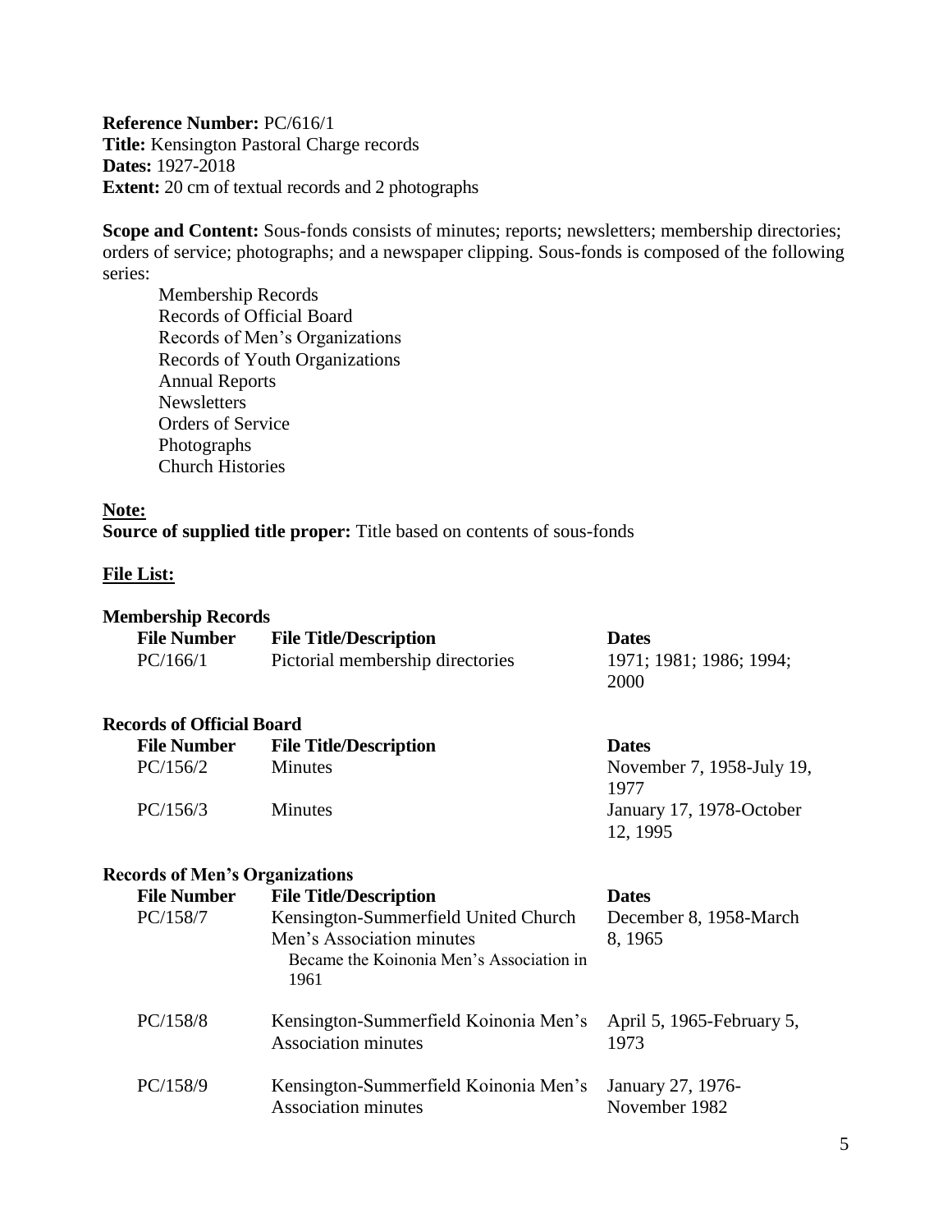**Reference Number:** PC/616/1
**Title:** Kensington Pastoral Charge records
**Dates:** 1927-2018
**Extent:** 20 cm of textual records and 2 photographs

**Scope and Content:** Sous-fonds consists of minutes; reports; newsletters; membership directories; orders of service; photographs; and a newspaper clipping. Sous-fonds is composed of the following series:

- Membership Records
- Records of Official Board
- Records of Men's Organizations
- Records of Youth Organizations
- Annual Reports
- Newsletters
- Orders of Service
- Photographs
- Church Histories

**Note:**

**Source of supplied title proper:** Title based on contents of sous-fonds

**File List:**

**Membership Records**

| File Number | File Title/Description | Dates |
|---|---|---|
| PC/166/1 | Pictorial membership directories | 1971; 1981; 1986; 1994; 2000 |

**Records of Official Board**

| File Number | File Title/Description | Dates |
|---|---|---|
| PC/156/2 | Minutes | November 7, 1958-July 19, 1977 |
| PC/156/3 | Minutes | January 17, 1978-October 12, 1995 |

**Records of Men's Organizations**

| File Number | File Title/Description | Dates |
|---|---|---|
| PC/158/7 | Kensington-Summerfield United Church Men's Association minutes<br>Became the Koinonia Men's Association in 1961 | December 8, 1958-March 8, 1965 |
| PC/158/8 | Kensington-Summerfield Koinonia Men's Association minutes | April 5, 1965-February 5, 1973 |
| PC/158/9 | Kensington-Summerfield Koinonia Men's Association minutes | January 27, 1976-November 1982 |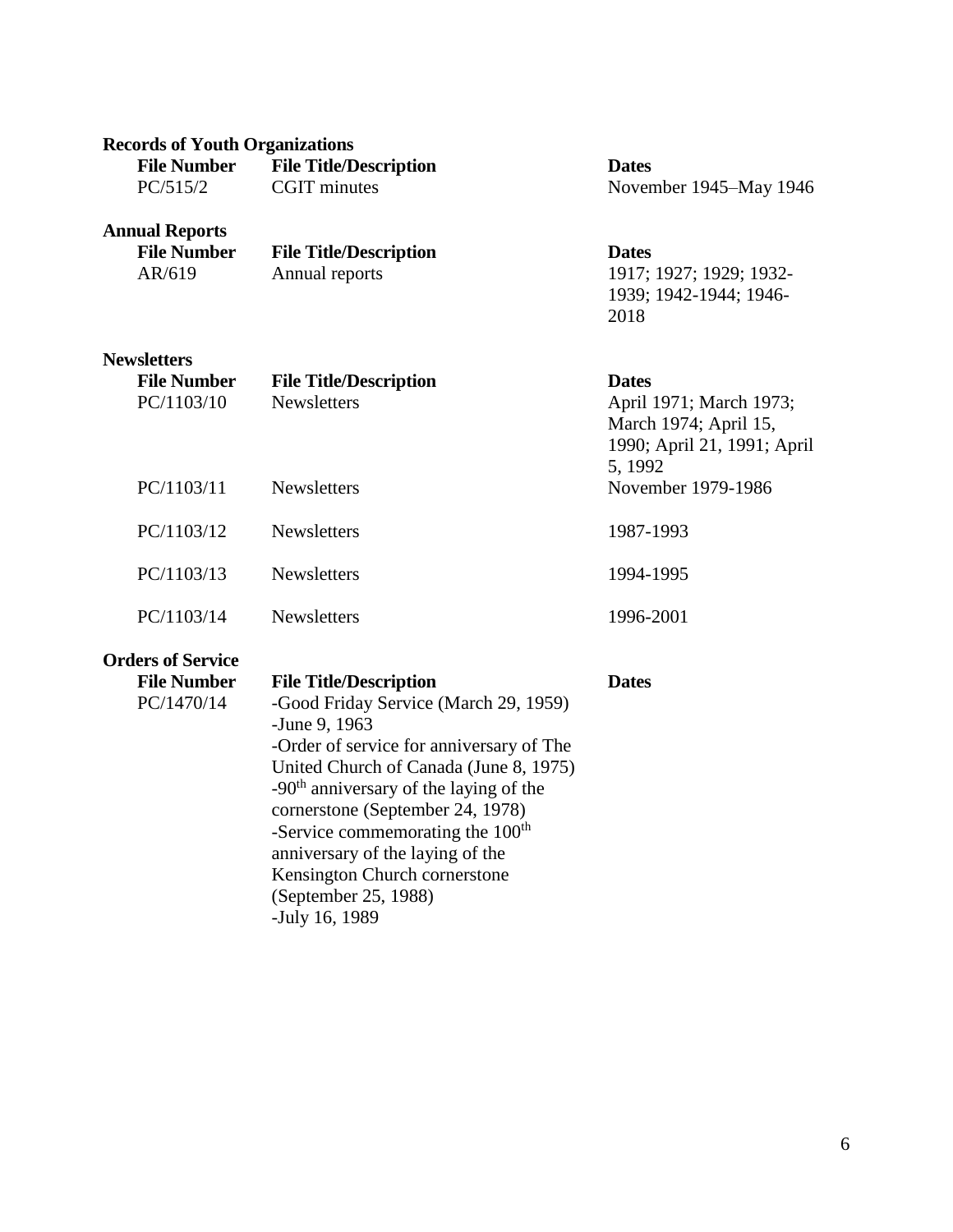**Records of Youth Organizations**

| File Number | File Title/Description | Dates |
| --- | --- | --- |
| PC/515/2 | CGIT minutes | November 1945–May 1946 |

**Annual Reports**

| File Number | File Title/Description | Dates |
| --- | --- | --- |
| AR/619 | Annual reports | 1917; 1927; 1929; 1932-1939; 1942-1944; 1946-2018 |

**Newsletters**

| File Number | File Title/Description | Dates |
| --- | --- | --- |
| PC/1103/10 | Newsletters | April 1971; March 1973; March 1974; April 15, 1990; April 21, 1991; April 5, 1992 |
| PC/1103/11 | Newsletters | November 1979-1986 |
| PC/1103/12 | Newsletters | 1987-1993 |
| PC/1103/13 | Newsletters | 1994-1995 |
| PC/1103/14 | Newsletters | 1996-2001 |

**Orders of Service**

| File Number | File Title/Description | Dates |
| --- | --- | --- |
| PC/1470/14 | -Good Friday Service (March 29, 1959)<br>-June 9, 1963<br>-Order of service for anniversary of The United Church of Canada (June 8, 1975)<br>-90th anniversary of the laying of the cornerstone (September 24, 1978)<br>-Service commemorating the 100th anniversary of the laying of the Kensington Church cornerstone (September 25, 1988)<br>-July 16, 1989 | |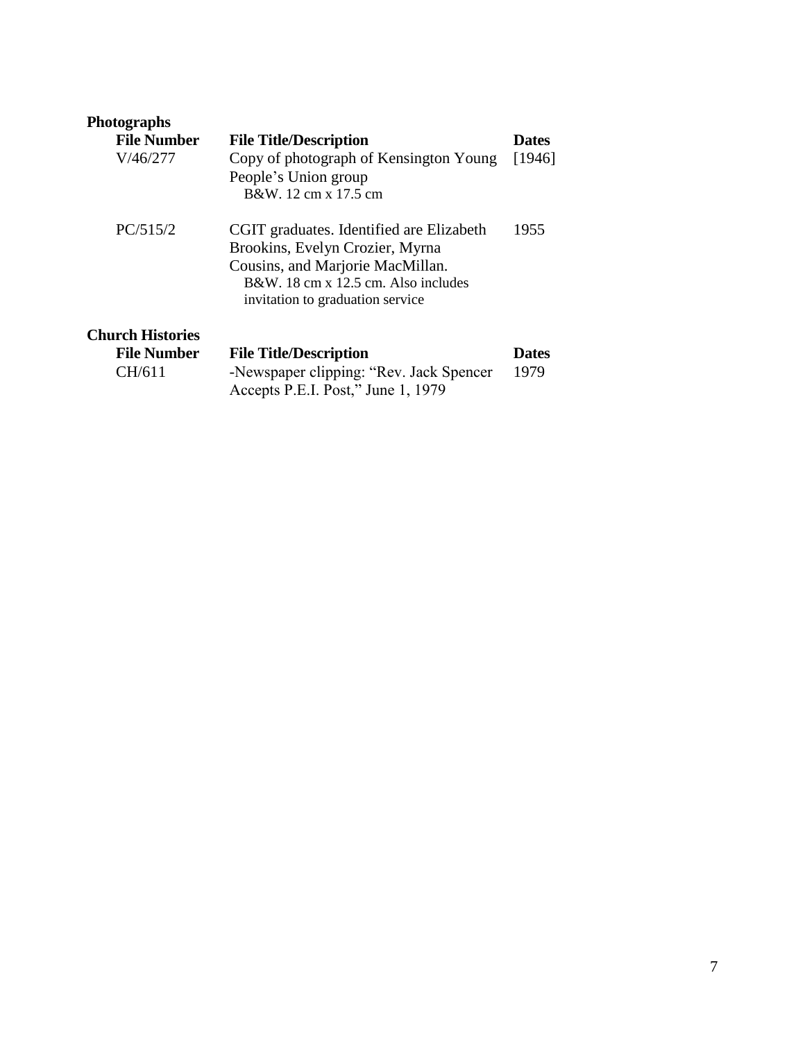**Photographs**

| File Number | File Title/Description | Dates |
| --- | --- | --- |
| V/46/277 | Copy of photograph of Kensington Young People's Union group<br>B&W. 12 cm x 17.5 cm | [1946] |
| PC/515/2 | CGIT graduates. Identified are Elizabeth Brookins, Evelyn Crozier, Myrna Cousins, and Marjorie MacMillan.<br>B&W. 18 cm x 12.5 cm. Also includes invitation to graduation service | 1955 |

**Church Histories**

| File Number | File Title/Description | Dates |
| --- | --- | --- |
| CH/611 | -Newspaper clipping: "Rev. Jack Spencer Accepts P.E.I. Post," June 1, 1979 | 1979 |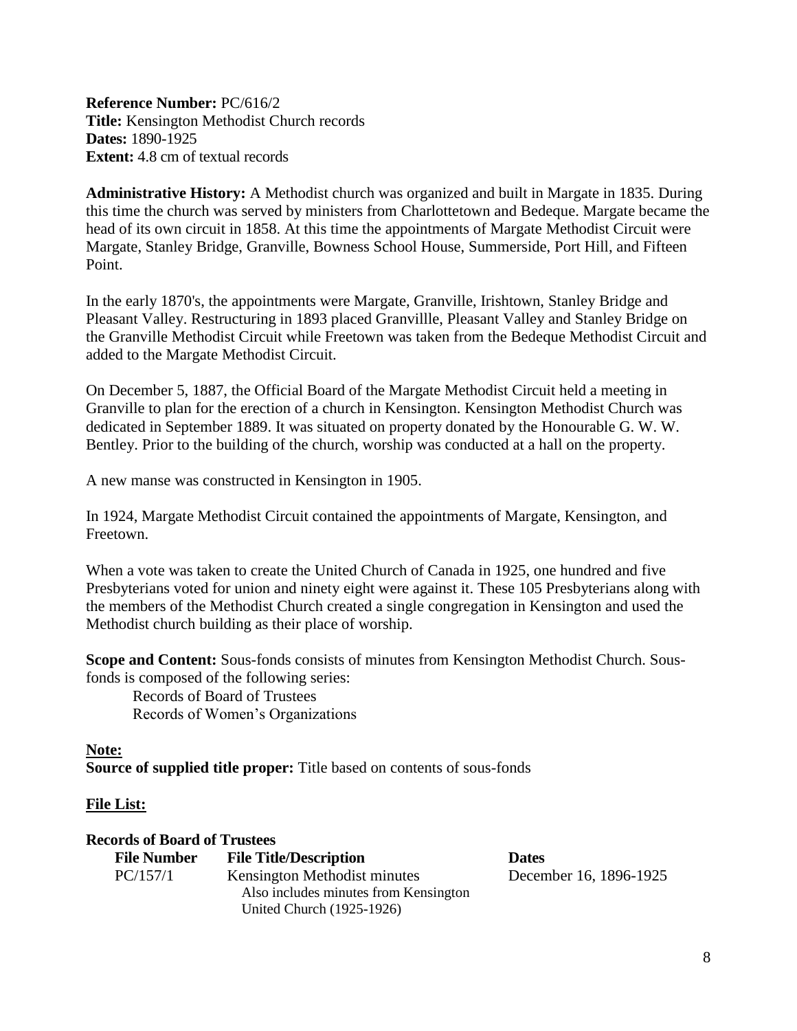**Reference Number:** PC/616/2
**Title:** Kensington Methodist Church records
**Dates:** 1890-1925
**Extent:** 4.8 cm of textual records

**Administrative History:** A Methodist church was organized and built in Margate in 1835. During this time the church was served by ministers from Charlottetown and Bedeque. Margate became the head of its own circuit in 1858. At this time the appointments of Margate Methodist Circuit were Margate, Stanley Bridge, Granville, Bowness School House, Summerside, Port Hill, and Fifteen Point.

In the early 1870's, the appointments were Margate, Granville, Irishtown, Stanley Bridge and Pleasant Valley. Restructuring in 1893 placed Granvillle, Pleasant Valley and Stanley Bridge on the Granville Methodist Circuit while Freetown was taken from the Bedeque Methodist Circuit and added to the Margate Methodist Circuit.

On December 5, 1887, the Official Board of the Margate Methodist Circuit held a meeting in Granville to plan for the erection of a church in Kensington. Kensington Methodist Church was dedicated in September 1889. It was situated on property donated by the Honourable G. W. W. Bentley. Prior to the building of the church, worship was conducted at a hall on the property.

A new manse was constructed in Kensington in 1905.

In 1924, Margate Methodist Circuit contained the appointments of Margate, Kensington, and Freetown.

When a vote was taken to create the United Church of Canada in 1925, one hundred and five Presbyterians voted for union and ninety eight were against it. These 105 Presbyterians along with the members of the Methodist Church created a single congregation in Kensington and used the Methodist church building as their place of worship.

**Scope and Content:** Sous-fonds consists of minutes from Kensington Methodist Church. Sous-fonds is composed of the following series:

- Records of Board of Trustees
- Records of Women's Organizations

**Note:**
**Source of supplied title proper:** Title based on contents of sous-fonds

**File List:**

**Records of Board of Trustees**

| File Number | File Title/Description | Dates |
|---|---|---|
| PC/157/1 | Kensington Methodist minutes<br>Also includes minutes from Kensington United Church (1925-1926) | December 16, 1896-1925 |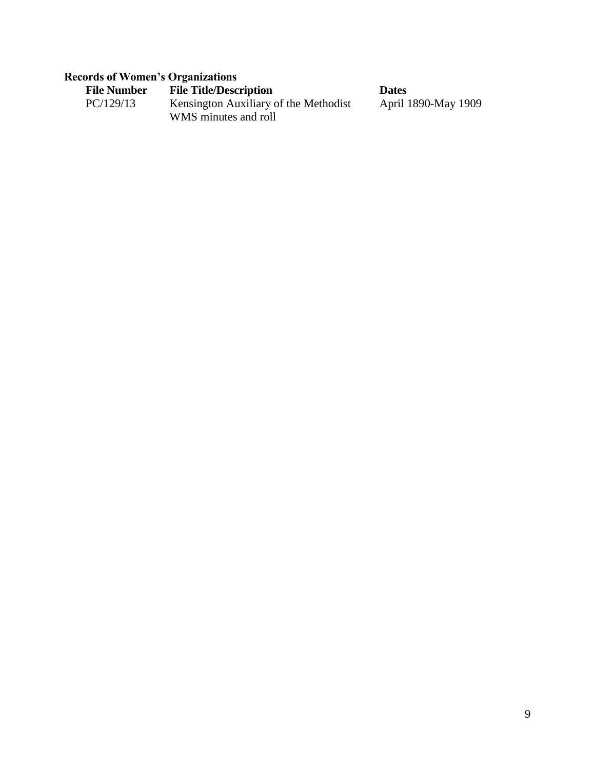**Records of Women's Organizations**

| File Number | File Title/Description | Dates |
|---|---|---|
| PC/129/13 | Kensington Auxiliary of the Methodist WMS minutes and roll | April 1890-May 1909 |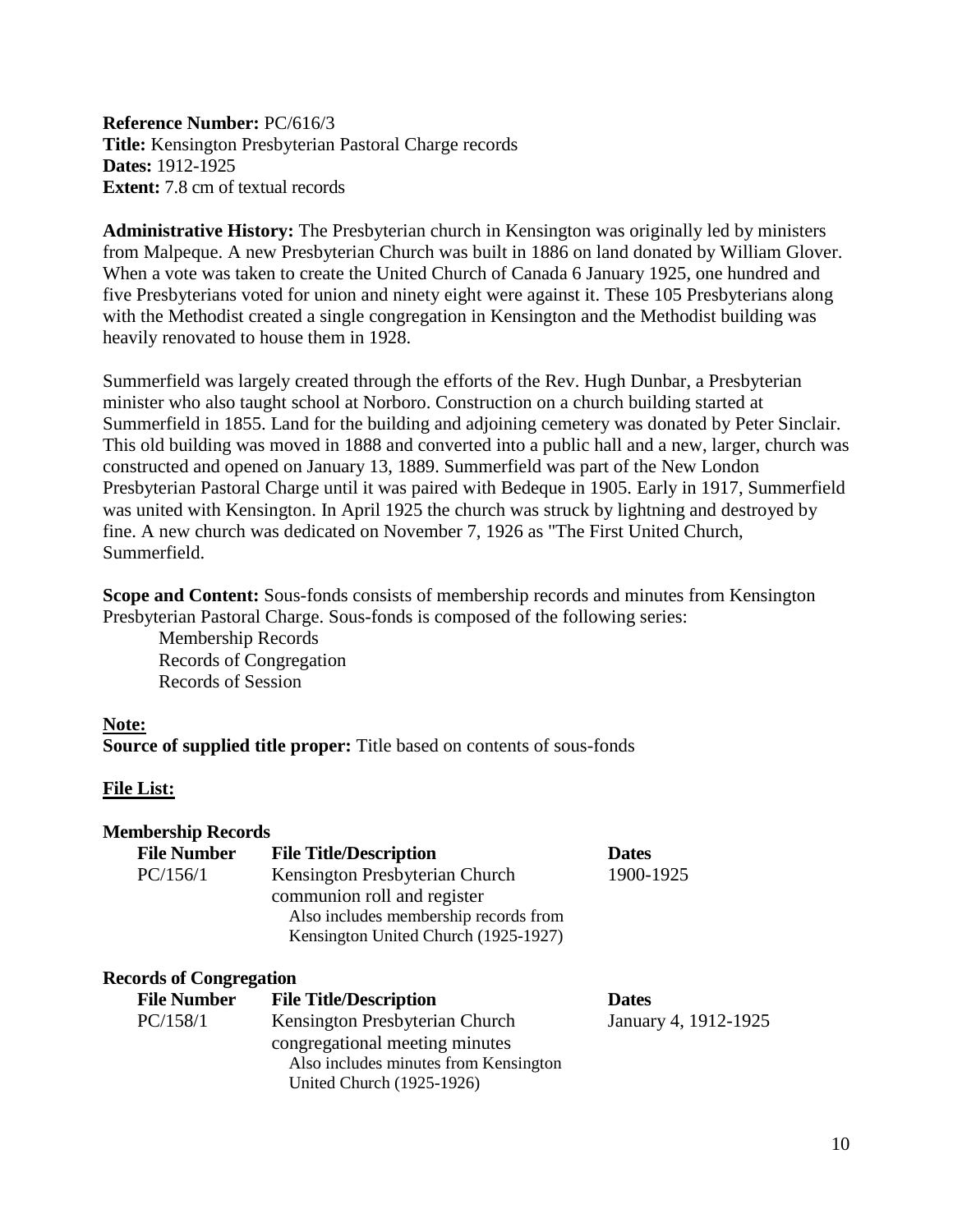**Reference Number:** PC/616/3
**Title:** Kensington Presbyterian Pastoral Charge records
**Dates:** 1912-1925
**Extent:** 7.8 cm of textual records

**Administrative History:** The Presbyterian church in Kensington was originally led by ministers from Malpeque. A new Presbyterian Church was built in 1886 on land donated by William Glover. When a vote was taken to create the United Church of Canada 6 January 1925, one hundred and five Presbyterians voted for union and ninety eight were against it. These 105 Presbyterians along with the Methodist created a single congregation in Kensington and the Methodist building was heavily renovated to house them in 1928.

Summerfield was largely created through the efforts of the Rev. Hugh Dunbar, a Presbyterian minister who also taught school at Norboro. Construction on a church building started at Summerfield in 1855. Land for the building and adjoining cemetery was donated by Peter Sinclair. This old building was moved in 1888 and converted into a public hall and a new, larger, church was constructed and opened on January 13, 1889. Summerfield was part of the New London Presbyterian Pastoral Charge until it was paired with Bedeque in 1905. Early in 1917, Summerfield was united with Kensington. In April 1925 the church was struck by lightning and destroyed by fine. A new church was dedicated on November 7, 1926 as "The First United Church, Summerfield.

**Scope and Content:** Sous-fonds consists of membership records and minutes from Kensington Presbyterian Pastoral Charge. Sous-fonds is composed of the following series:

- Membership Records
- Records of Congregation
- Records of Session

**Note:**
**Source of supplied title proper:** Title based on contents of sous-fonds

**File List:**

**Membership Records**

| File Number | File Title/Description | Dates |
|---|---|---|
| PC/156/1 | Kensington Presbyterian Church communion roll and register<br>Also includes membership records from Kensington United Church (1925-1927) | 1900-1925 |

**Records of Congregation**

| File Number | File Title/Description | Dates |
|---|---|---|
| PC/158/1 | Kensington Presbyterian Church congregational meeting minutes<br>Also includes minutes from Kensington United Church (1925-1926) | January 4, 1912-1925 |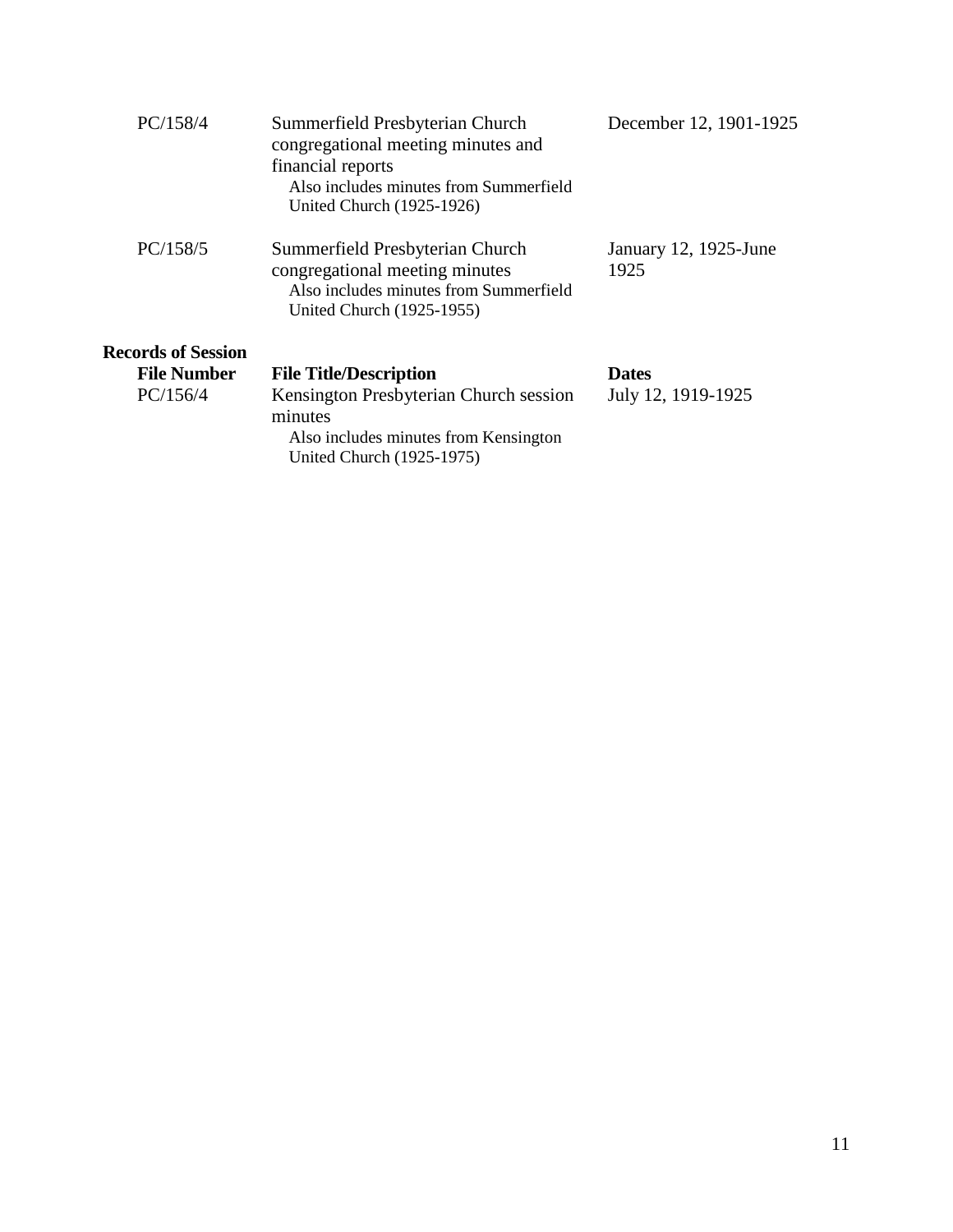| | | |
|---|---|---|
| PC/158/4 | Summerfield Presbyterian Church congregational meeting minutes and financial reports<br>Also includes minutes from Summerfield United Church (1925-1926) | December 12, 1901-1925 |
| PC/158/5 | Summerfield Presbyterian Church congregational meeting minutes<br>Also includes minutes from Summerfield United Church (1925-1955) | January 12, 1925-June 1925 |

**Records of Session**

| File Number | File Title/Description | Dates |
|---|---|---|
| PC/156/4 | Kensington Presbyterian Church session minutes<br>Also includes minutes from Kensington United Church (1925-1975) | July 12, 1919-1925 |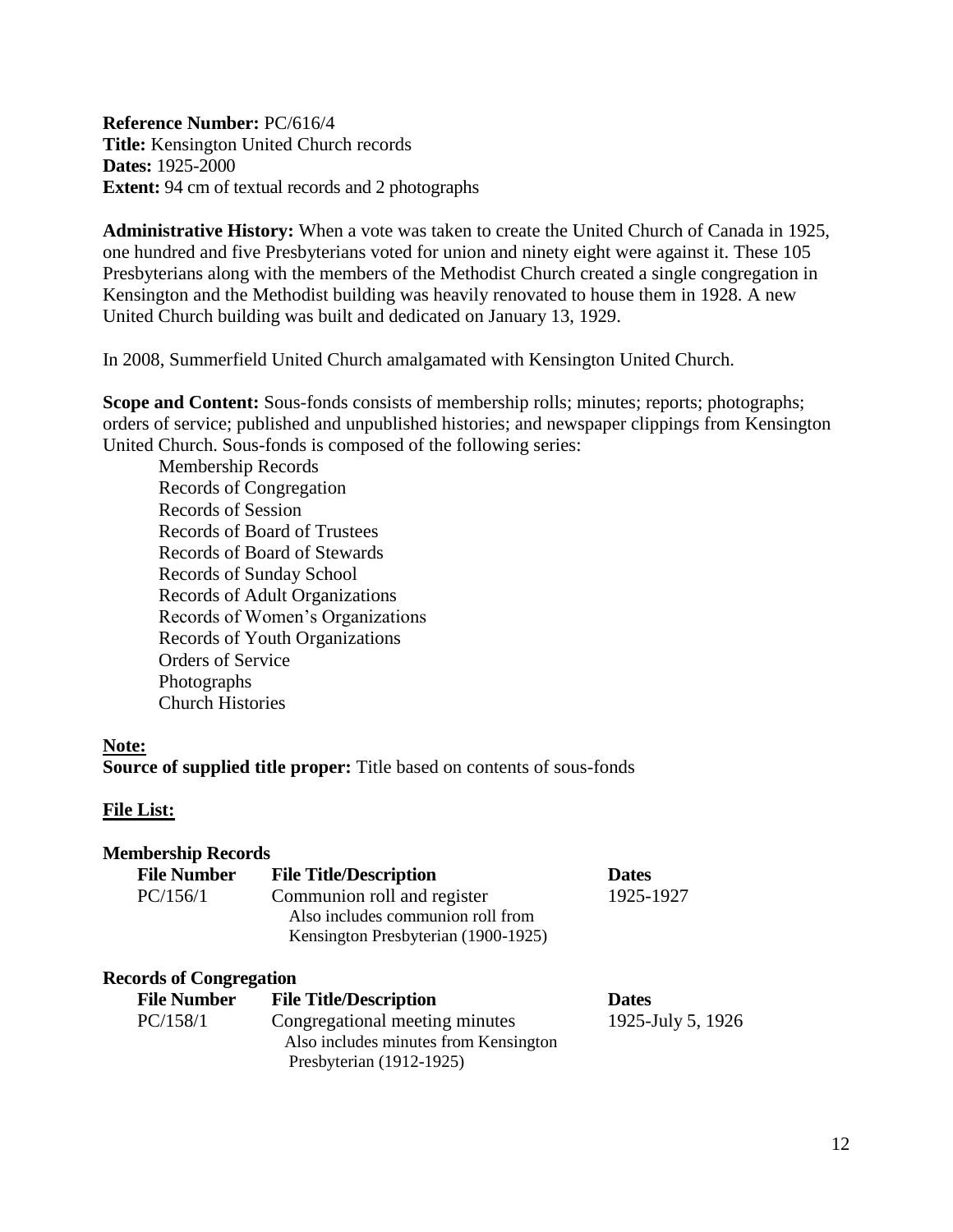**Reference Number:** PC/616/4
**Title:** Kensington United Church records
**Dates:** 1925-2000
**Extent:** 94 cm of textual records and 2 photographs

**Administrative History:** When a vote was taken to create the United Church of Canada in 1925, one hundred and five Presbyterians voted for union and ninety eight were against it. These 105 Presbyterians along with the members of the Methodist Church created a single congregation in Kensington and the Methodist building was heavily renovated to house them in 1928. A new United Church building was built and dedicated on January 13, 1929.

In 2008, Summerfield United Church amalgamated with Kensington United Church.

**Scope and Content:** Sous-fonds consists of membership rolls; minutes; reports; photographs; orders of service; published and unpublished histories; and newspaper clippings from Kensington United Church. Sous-fonds is composed of the following series:

- Membership Records
- Records of Congregation
- Records of Session
- Records of Board of Trustees
- Records of Board of Stewards
- Records of Sunday School
- Records of Adult Organizations
- Records of Women's Organizations
- Records of Youth Organizations
- Orders of Service
- Photographs
- Church Histories

**Note:**

**Source of supplied title proper:** Title based on contents of sous-fonds

**File List:**

**Membership Records**

| File Number | File Title/Description | Dates |
|---|---|---|
| PC/156/1 | Communion roll and register<br>Also includes communion roll from Kensington Presbyterian (1900-1925) | 1925-1927 |

**Records of Congregation**

| File Number | File Title/Description | Dates |
|---|---|---|
| PC/158/1 | Congregational meeting minutes<br>Also includes minutes from Kensington Presbyterian (1912-1925) | 1925-July 5, 1926 |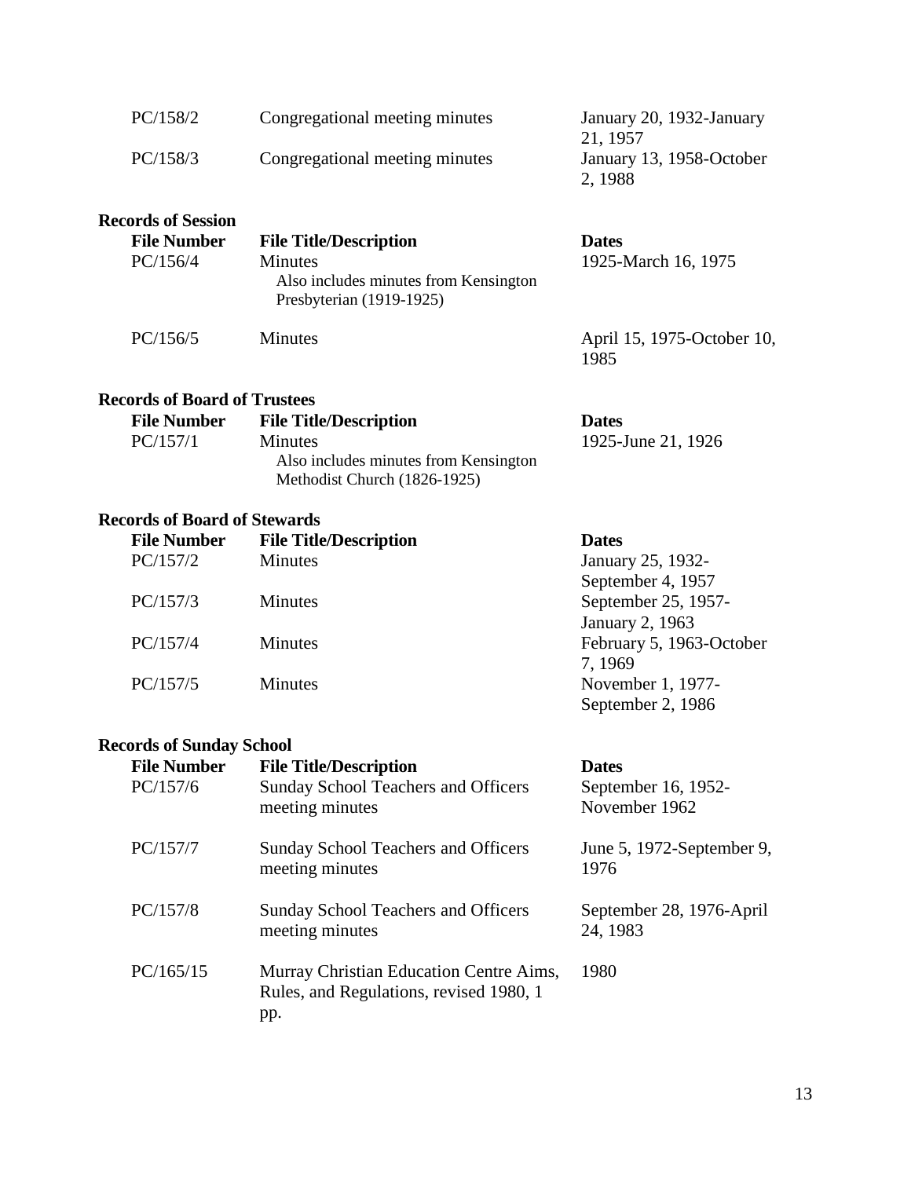| | | |
|---|---|---|
| PC/158/2 | Congregational meeting minutes | January 20, 1932-January 21, 1957 |
| PC/158/3 | Congregational meeting minutes | January 13, 1958-October 2, 1988 |

**Records of Session**

| File Number | File Title/Description | Dates |
|---|---|---|
| PC/156/4 | Minutes<br>Also includes minutes from Kensington Presbyterian (1919-1925) | 1925-March 16, 1975 |
| PC/156/5 | Minutes | April 15, 1975-October 10, 1985 |

**Records of Board of Trustees**

| File Number | File Title/Description | Dates |
|---|---|---|
| PC/157/1 | Minutes<br>Also includes minutes from Kensington Methodist Church (1826-1925) | 1925-June 21, 1926 |

**Records of Board of Stewards**

| File Number | File Title/Description | Dates |
|---|---|---|
| PC/157/2 | Minutes | January 25, 1932-September 4, 1957 |
| PC/157/3 | Minutes | September 25, 1957-January 2, 1963 |
| PC/157/4 | Minutes | February 5, 1963-October 7, 1969 |
| PC/157/5 | Minutes | November 1, 1977-September 2, 1986 |

**Records of Sunday School**

| File Number | File Title/Description | Dates |
|---|---|---|
| PC/157/6 | Sunday School Teachers and Officers meeting minutes | September 16, 1952-November 1962 |
| PC/157/7 | Sunday School Teachers and Officers meeting minutes | June 5, 1972-September 9, 1976 |
| PC/157/8 | Sunday School Teachers and Officers meeting minutes | September 28, 1976-April 24, 1983 |
| PC/165/15 | Murray Christian Education Centre Aims, Rules, and Regulations, revised 1980, 1 pp. | 1980 |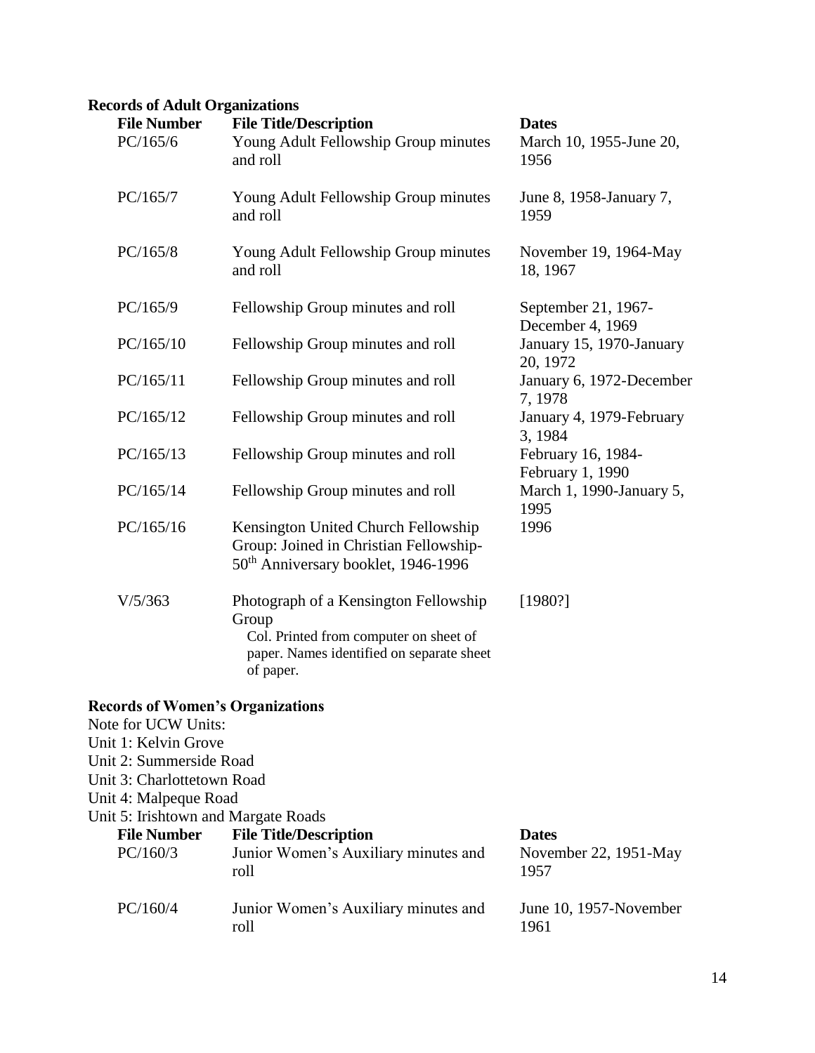**Records of Adult Organizations**

| File Number | File Title/Description | Dates |
|---|---|---|
| PC/165/6 | Young Adult Fellowship Group minutes and roll | March 10, 1955-June 20, 1956 |
| PC/165/7 | Young Adult Fellowship Group minutes and roll | June 8, 1958-January 7, 1959 |
| PC/165/8 | Young Adult Fellowship Group minutes and roll | November 19, 1964-May 18, 1967 |
| PC/165/9 | Fellowship Group minutes and roll | September 21, 1967-December 4, 1969 |
| PC/165/10 | Fellowship Group minutes and roll | January 15, 1970-January 20, 1972 |
| PC/165/11 | Fellowship Group minutes and roll | January 6, 1972-December 7, 1978 |
| PC/165/12 | Fellowship Group minutes and roll | January 4, 1979-February 3, 1984 |
| PC/165/13 | Fellowship Group minutes and roll | February 16, 1984-February 1, 1990 |
| PC/165/14 | Fellowship Group minutes and roll | March 1, 1990-January 5, 1995 |
| PC/165/16 | Kensington United Church Fellowship Group: Joined in Christian Fellowship-50th Anniversary booklet, 1946-1996 | 1996 |
| V/5/363 | Photograph of a Kensington Fellowship Group<br>Col. Printed from computer on sheet of paper. Names identified on separate sheet of paper. | [1980?] |

**Records of Women's Organizations**

Note for UCW Units:
Unit 1: Kelvin Grove
Unit 2: Summerside Road
Unit 3: Charlottetown Road
Unit 4: Malpeque Road
Unit 5: Irishtown and Margate Roads

| File Number | File Title/Description | Dates |
|---|---|---|
| PC/160/3 | Junior Women's Auxiliary minutes and roll | November 22, 1951-May 1957 |
| PC/160/4 | Junior Women's Auxiliary minutes and roll | June 10, 1957-November 1961 |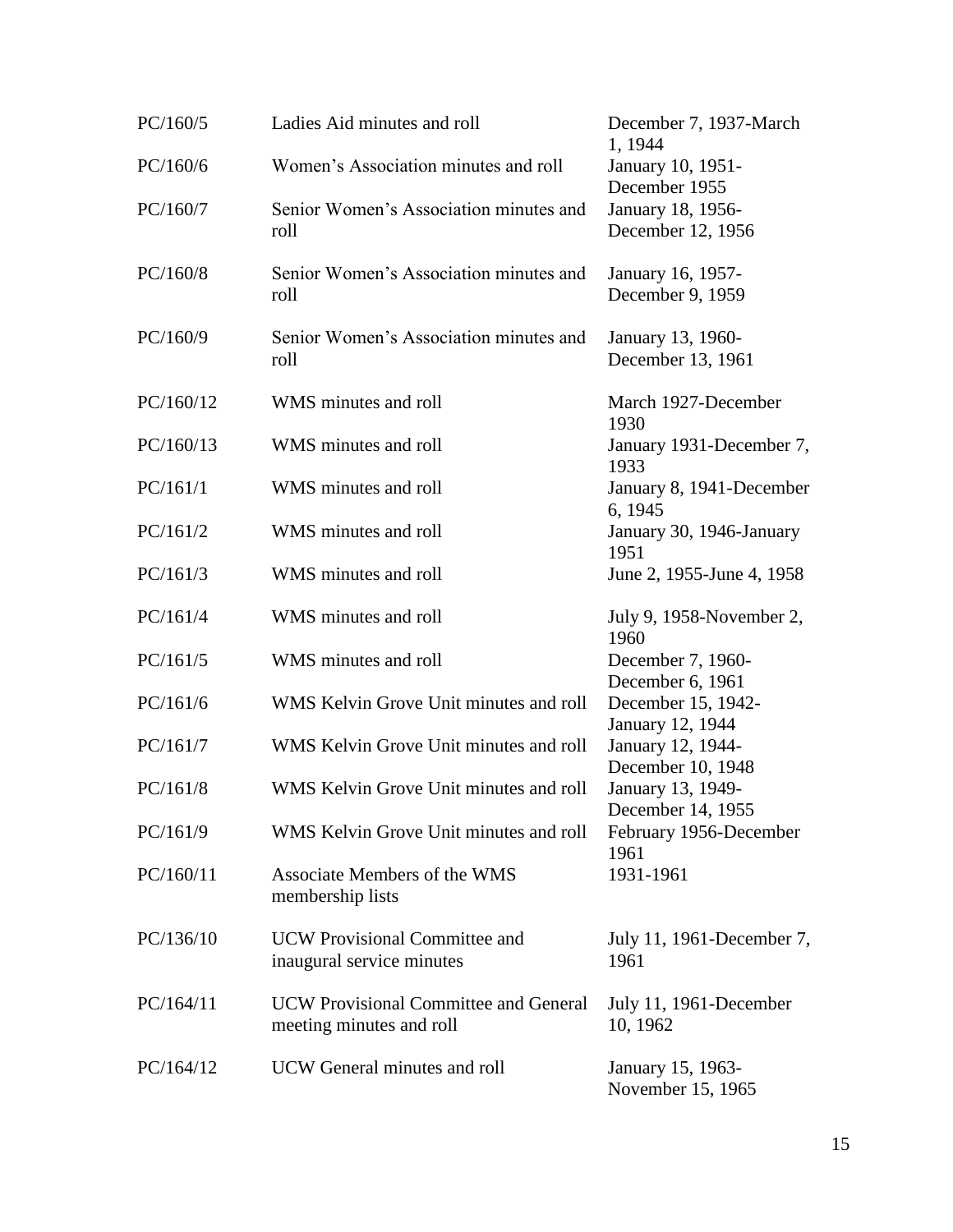| | | |
|---|---|---|
| PC/160/5 | Ladies Aid minutes and roll | December 7, 1937-March 1, 1944 |
| PC/160/6 | Women's Association minutes and roll | January 10, 1951-December 1955 |
| PC/160/7 | Senior Women's Association minutes and roll | January 18, 1956-December 12, 1956 |
| PC/160/8 | Senior Women's Association minutes and roll | January 16, 1957-December 9, 1959 |
| PC/160/9 | Senior Women's Association minutes and roll | January 13, 1960-December 13, 1961 |
| PC/160/12 | WMS minutes and roll | March 1927-December 1930 |
| PC/160/13 | WMS minutes and roll | January 1931-December 7, 1933 |
| PC/161/1 | WMS minutes and roll | January 8, 1941-December 6, 1945 |
| PC/161/2 | WMS minutes and roll | January 30, 1946-January 1951 |
| PC/161/3 | WMS minutes and roll | June 2, 1955-June 4, 1958 |
| PC/161/4 | WMS minutes and roll | July 9, 1958-November 2, 1960 |
| PC/161/5 | WMS minutes and roll | December 7, 1960-December 6, 1961 |
| PC/161/6 | WMS Kelvin Grove Unit minutes and roll | December 15, 1942-January 12, 1944 |
| PC/161/7 | WMS Kelvin Grove Unit minutes and roll | January 12, 1944-December 10, 1948 |
| PC/161/8 | WMS Kelvin Grove Unit minutes and roll | January 13, 1949-December 14, 1955 |
| PC/161/9 | WMS Kelvin Grove Unit minutes and roll | February 1956-December 1961 |
| PC/160/11 | Associate Members of the WMS membership lists | 1931-1961 |
| PC/136/10 | UCW Provisional Committee and inaugural service minutes | July 11, 1961-December 7, 1961 |
| PC/164/11 | UCW Provisional Committee and General meeting minutes and roll | July 11, 1961-December 10, 1962 |
| PC/164/12 | UCW General minutes and roll | January 15, 1963-November 15, 1965 |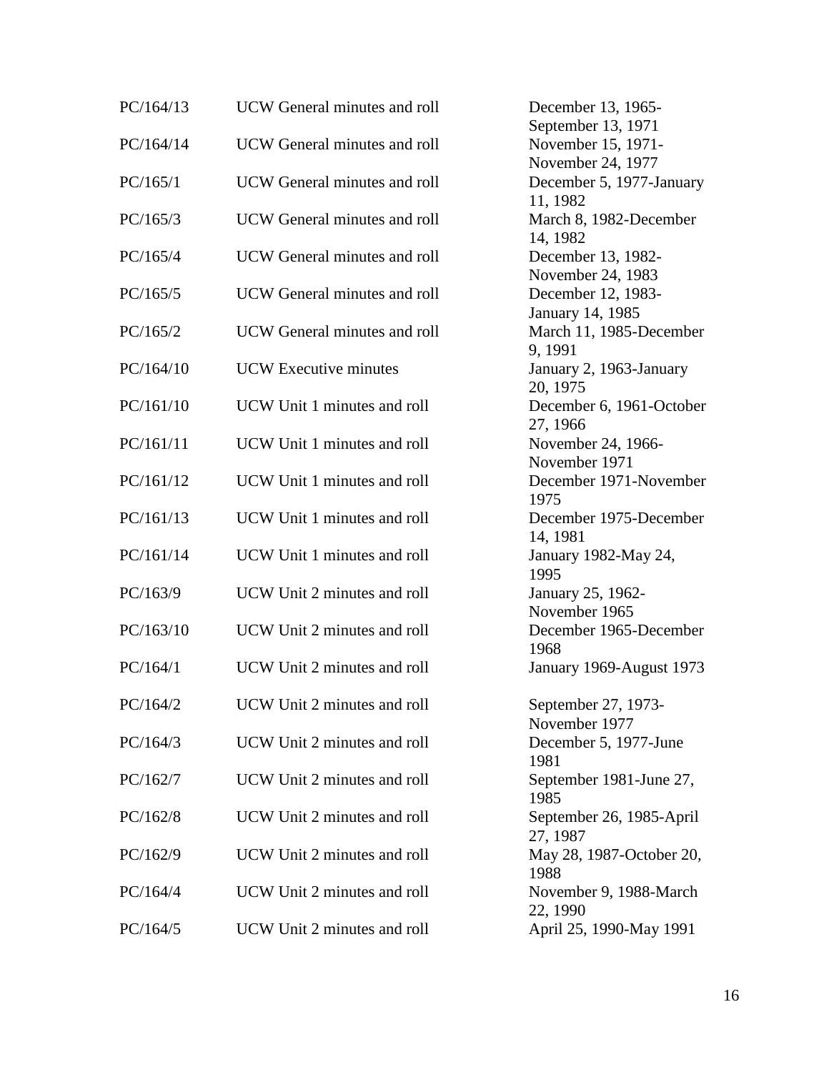| | | |
|---|---|---|
| PC/164/13 | UCW General minutes and roll | December 13, 1965-September 13, 1971 |
| PC/164/14 | UCW General minutes and roll | November 15, 1971-November 24, 1977 |
| PC/165/1 | UCW General minutes and roll | December 5, 1977-January 11, 1982 |
| PC/165/3 | UCW General minutes and roll | March 8, 1982-December 14, 1982 |
| PC/165/4 | UCW General minutes and roll | December 13, 1982-November 24, 1983 |
| PC/165/5 | UCW General minutes and roll | December 12, 1983-January 14, 1985 |
| PC/165/2 | UCW General minutes and roll | March 11, 1985-December 9, 1991 |
| PC/164/10 | UCW Executive minutes | January 2, 1963-January 20, 1975 |
| PC/161/10 | UCW Unit 1 minutes and roll | December 6, 1961-October 27, 1966 |
| PC/161/11 | UCW Unit 1 minutes and roll | November 24, 1966-November 1971 |
| PC/161/12 | UCW Unit 1 minutes and roll | December 1971-November 1975 |
| PC/161/13 | UCW Unit 1 minutes and roll | December 1975-December 14, 1981 |
| PC/161/14 | UCW Unit 1 minutes and roll | January 1982-May 24, 1995 |
| PC/163/9 | UCW Unit 2 minutes and roll | January 25, 1962-November 1965 |
| PC/163/10 | UCW Unit 2 minutes and roll | December 1965-December 1968 |
| PC/164/1 | UCW Unit 2 minutes and roll | January 1969-August 1973 |
| PC/164/2 | UCW Unit 2 minutes and roll | September 27, 1973-November 1977 |
| PC/164/3 | UCW Unit 2 minutes and roll | December 5, 1977-June 1981 |
| PC/162/7 | UCW Unit 2 minutes and roll | September 1981-June 27, 1985 |
| PC/162/8 | UCW Unit 2 minutes and roll | September 26, 1985-April 27, 1987 |
| PC/162/9 | UCW Unit 2 minutes and roll | May 28, 1987-October 20, 1988 |
| PC/164/4 | UCW Unit 2 minutes and roll | November 9, 1988-March 22, 1990 |
| PC/164/5 | UCW Unit 2 minutes and roll | April 25, 1990-May 1991 |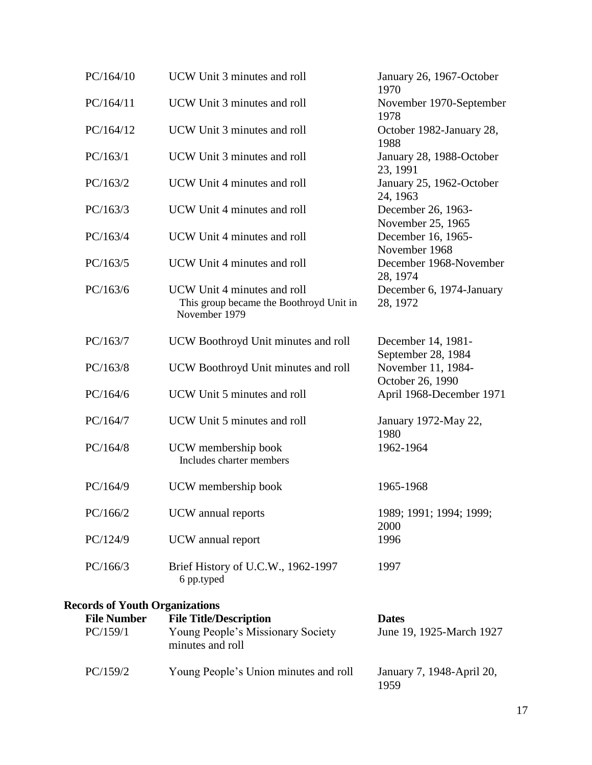| | | |
|---|---|---|
| PC/164/10 | UCW Unit 3 minutes and roll | January 26, 1967-October 1970 |
| PC/164/11 | UCW Unit 3 minutes and roll | November 1970-September 1978 |
| PC/164/12 | UCW Unit 3 minutes and roll | October 1982-January 28, 1988 |
| PC/163/1 | UCW Unit 3 minutes and roll | January 28, 1988-October 23, 1991 |
| PC/163/2 | UCW Unit 4 minutes and roll | January 25, 1962-October 24, 1963 |
| PC/163/3 | UCW Unit 4 minutes and roll | December 26, 1963-November 25, 1965 |
| PC/163/4 | UCW Unit 4 minutes and roll | December 16, 1965-November 1968 |
| PC/163/5 | UCW Unit 4 minutes and roll | December 1968-November 28, 1974 |
| PC/163/6 | UCW Unit 4 minutes and roll<br>This group became the Boothroyd Unit in November 1979 | December 6, 1974-January 28, 1972 |
| PC/163/7 | UCW Boothroyd Unit minutes and roll | December 14, 1981-September 28, 1984 |
| PC/163/8 | UCW Boothroyd Unit minutes and roll | November 11, 1984-October 26, 1990 |
| PC/164/6 | UCW Unit 5 minutes and roll | April 1968-December 1971 |
| PC/164/7 | UCW Unit 5 minutes and roll | January 1972-May 22, 1980 |
| PC/164/8 | UCW membership book<br>Includes charter members | 1962-1964 |
| PC/164/9 | UCW membership book | 1965-1968 |
| PC/166/2 | UCW annual reports | 1989; 1991; 1994; 1999; 2000 |
| PC/124/9 | UCW annual report | 1996 |
| PC/166/3 | Brief History of U.C.W., 1962-1997<br>6 pp.typed | 1997 |

**Records of Youth Organizations**

| File Number | File Title/Description | Dates |
|---|---|---|
| PC/159/1 | Young People's Missionary Society minutes and roll | June 19, 1925-March 1927 |
| PC/159/2 | Young People's Union minutes and roll | January 7, 1948-April 20, 1959 |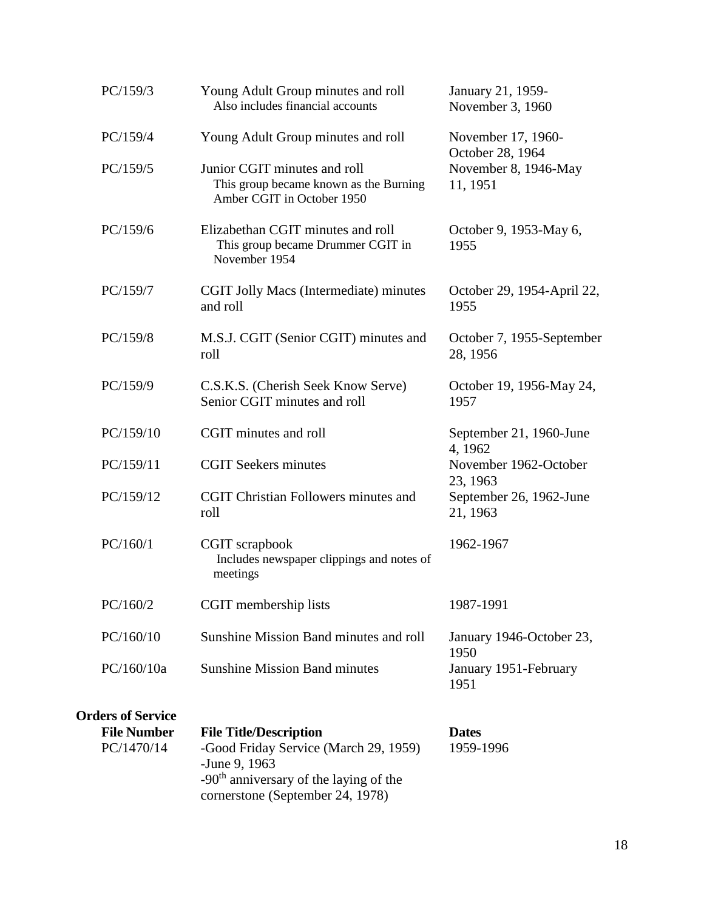| | | |
|---|---|---|
| PC/159/3 | Young Adult Group minutes and roll<br>Also includes financial accounts | January 21, 1959-November 3, 1960 |
| PC/159/4 | Young Adult Group minutes and roll | November 17, 1960-October 28, 1964 |
| PC/159/5 | Junior CGIT minutes and roll<br>This group became known as the Burning Amber CGIT in October 1950 | November 8, 1946-May 11, 1951 |
| PC/159/6 | Elizabethan CGIT minutes and roll<br>This group became Drummer CGIT in November 1954 | October 9, 1953-May 6, 1955 |
| PC/159/7 | CGIT Jolly Macs (Intermediate) minutes and roll | October 29, 1954-April 22, 1955 |
| PC/159/8 | M.S.J. CGIT (Senior CGIT) minutes and roll | October 7, 1955-September 28, 1956 |
| PC/159/9 | C.S.K.S. (Cherish Seek Know Serve) Senior CGIT minutes and roll | October 19, 1956-May 24, 1957 |
| PC/159/10 | CGIT minutes and roll | September 21, 1960-June 4, 1962 |
| PC/159/11 | CGIT Seekers minutes | November 1962-October 23, 1963 |
| PC/159/12 | CGIT Christian Followers minutes and roll | September 26, 1962-June 21, 1963 |
| PC/160/1 | CGIT scrapbook<br>Includes newspaper clippings and notes of meetings | 1962-1967 |
| PC/160/2 | CGIT membership lists | 1987-1991 |
| PC/160/10 | Sunshine Mission Band minutes and roll | January 1946-October 23, 1950 |
| PC/160/10a | Sunshine Mission Band minutes | January 1951-February 1951 |

**Orders of Service**

| File Number | File Title/Description | Dates |
|---|---|---|
| PC/1470/14 | -Good Friday Service (March 29, 1959)<br>-June 9, 1963<br>-90th anniversary of the laying of the cornerstone (September 24, 1978) | 1959-1996 |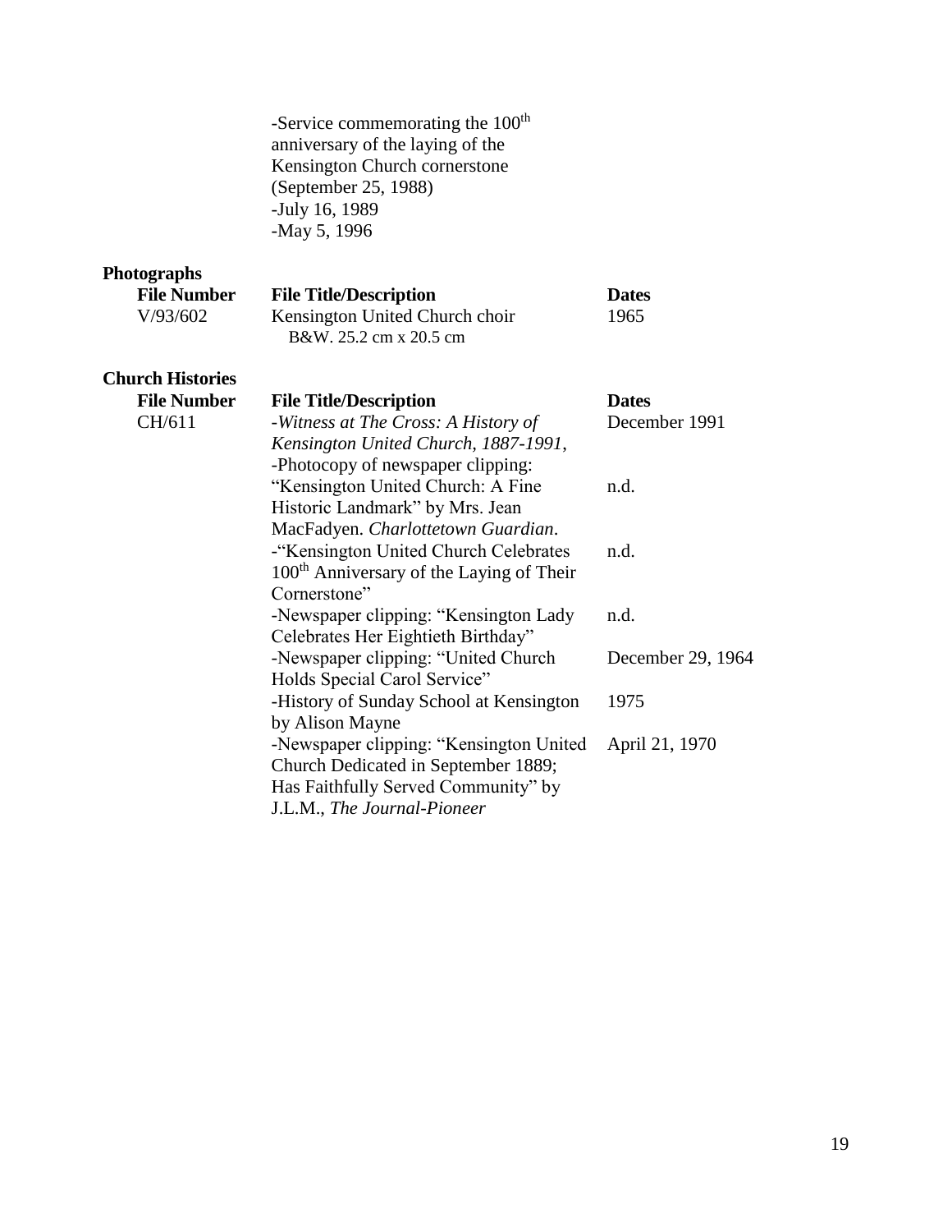-Service commemorating the 100th anniversary of the laying of the Kensington Church cornerstone (September 25, 1988)
-July 16, 1989
-May 5, 1996

## Photographs

| File Number | File Title/Description | Dates |
|---|---|---|
| V/93/602 | Kensington United Church choir<br>B&W. 25.2 cm x 20.5 cm | 1965 |

## Church Histories

| File Number | File Title/Description | Dates |
|---|---|---|
| CH/611 | -*Witness at The Cross: A History of Kensington United Church, 1887-1991*, | December 1991 |
| | -Photocopy of newspaper clipping: "Kensington United Church: A Fine Historic Landmark" by Mrs. Jean MacFadyen. *Charlottetown Guardian*. | n.d. |
| | -"Kensington United Church Celebrates 100th Anniversary of the Laying of Their Cornerstone" | n.d. |
| | -Newspaper clipping: "Kensington Lady Celebrates Her Eightieth Birthday" | n.d. |
| | -Newspaper clipping: "United Church Holds Special Carol Service" | December 29, 1964 |
| | -History of Sunday School at Kensington by Alison Mayne | 1975 |
| | -Newspaper clipping: "Kensington United Church Dedicated in September 1889; Has Faithfully Served Community" by J.L.M., *The Journal-Pioneer* | April 21, 1970 |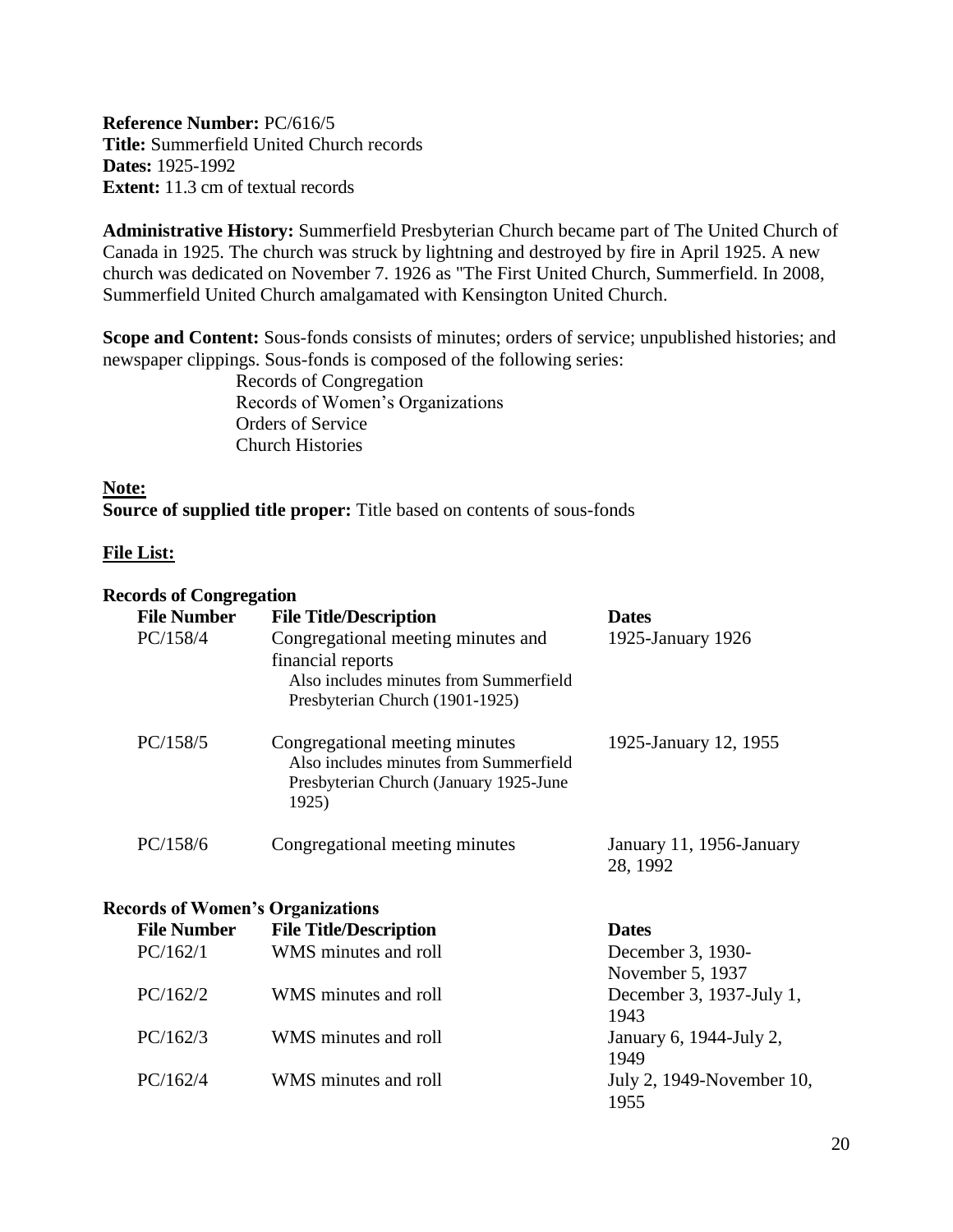**Reference Number:** PC/616/5
**Title:** Summerfield United Church records
**Dates:** 1925-1992
**Extent:** 11.3 cm of textual records

**Administrative History:** Summerfield Presbyterian Church became part of The United Church of Canada in 1925. The church was struck by lightning and destroyed by fire in April 1925. A new church was dedicated on November 7. 1926 as "The First United Church, Summerfield. In 2008, Summerfield United Church amalgamated with Kensington United Church.

**Scope and Content:** Sous-fonds consists of minutes; orders of service; unpublished histories; and newspaper clippings. Sous-fonds is composed of the following series:

- Records of Congregation
- Records of Women's Organizations
- Orders of Service
- Church Histories

**Note:**
**Source of supplied title proper:** Title based on contents of sous-fonds

**File List:**

**Records of Congregation**

| File Number | File Title/Description | Dates |
|---|---|---|
| PC/158/4 | Congregational meeting minutes and financial reports<br>Also includes minutes from Summerfield Presbyterian Church (1901-1925) | 1925-January 1926 |
| PC/158/5 | Congregational meeting minutes<br>Also includes minutes from Summerfield Presbyterian Church (January 1925-June 1925) | 1925-January 12, 1955 |
| PC/158/6 | Congregational meeting minutes | January 11, 1956-January 28, 1992 |

**Records of Women's Organizations**

| File Number | File Title/Description | Dates |
|---|---|---|
| PC/162/1 | WMS minutes and roll | December 3, 1930-November 5, 1937 |
| PC/162/2 | WMS minutes and roll | December 3, 1937-July 1, 1943 |
| PC/162/3 | WMS minutes and roll | January 6, 1944-July 2, 1949 |
| PC/162/4 | WMS minutes and roll | July 2, 1949-November 10, 1955 |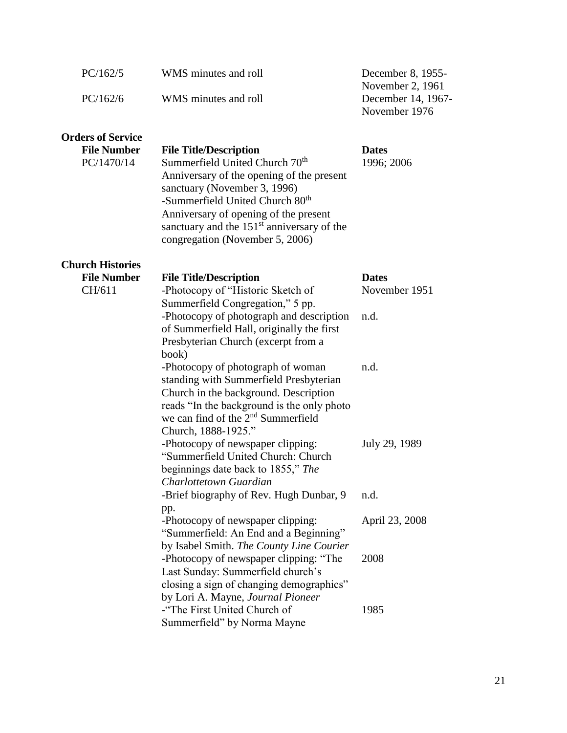| | | |
|---|---|---|
| PC/162/5 | WMS minutes and roll | December 8, 1955-November 2, 1961 |
| PC/162/6 | WMS minutes and roll | December 14, 1967-November 1976 |

**Orders of Service**

| File Number | File Title/Description | Dates |
|---|---|---|
| PC/1470/14 | Summerfield United Church 70th Anniversary of the opening of the present sanctuary (November 3, 1996)<br>-Summerfield United Church 80th Anniversary of opening of the present sanctuary and the 151st anniversary of the congregation (November 5, 2006) | 1996; 2006 |

**Church Histories**

| File Number | File Title/Description | Dates |
|---|---|---|
| CH/611 | -Photocopy of "Historic Sketch of Summerfield Congregation," 5 pp. | November 1951 |
| | -Photocopy of photograph and description of Summerfield Hall, originally the first Presbyterian Church (excerpt from a book) | n.d. |
| | -Photocopy of photograph of woman standing with Summerfield Presbyterian Church in the background. Description reads "In the background is the only photo we can find of the 2nd Summerfield Church, 1888-1925." | n.d. |
| | -Photocopy of newspaper clipping: "Summerfield United Church: Church beginnings date back to 1855," *The Charlottetown Guardian* | July 29, 1989 |
| | -Brief biography of Rev. Hugh Dunbar, 9 pp. | n.d. |
| | -Photocopy of newspaper clipping: "Summerfield: An End and a Beginning" by Isabel Smith. *The County Line Courier* | April 23, 2008 |
| | -Photocopy of newspaper clipping: "The Last Sunday: Summerfield church's closing a sign of changing demographics" by Lori A. Mayne, *Journal Pioneer* | 2008 |
| | -"The First United Church of Summerfield" by Norma Mayne | 1985 |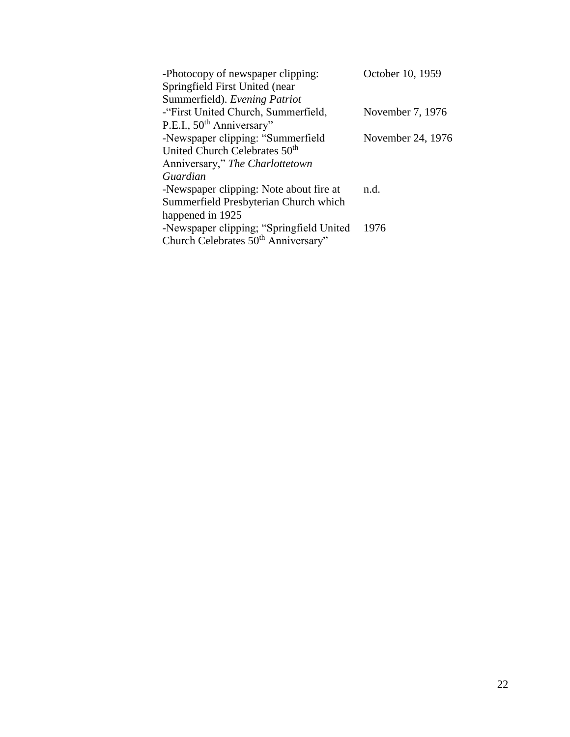| | |
|---|---|
| -Photocopy of newspaper clipping: Springfield First United (near Summerfield). *Evening Patriot* | October 10, 1959 |
| -"First United Church, Summerfield, P.E.I., 50th Anniversary" | November 7, 1976 |
| -Newspaper clipping: "Summerfield United Church Celebrates 50th Anniversary," *The Charlottetown Guardian* | November 24, 1976 |
| -Newspaper clipping: Note about fire at Summerfield Presbyterian Church which happened in 1925 | n.d. |
| -Newspaper clipping; "Springfield United Church Celebrates 50th Anniversary" | 1976 |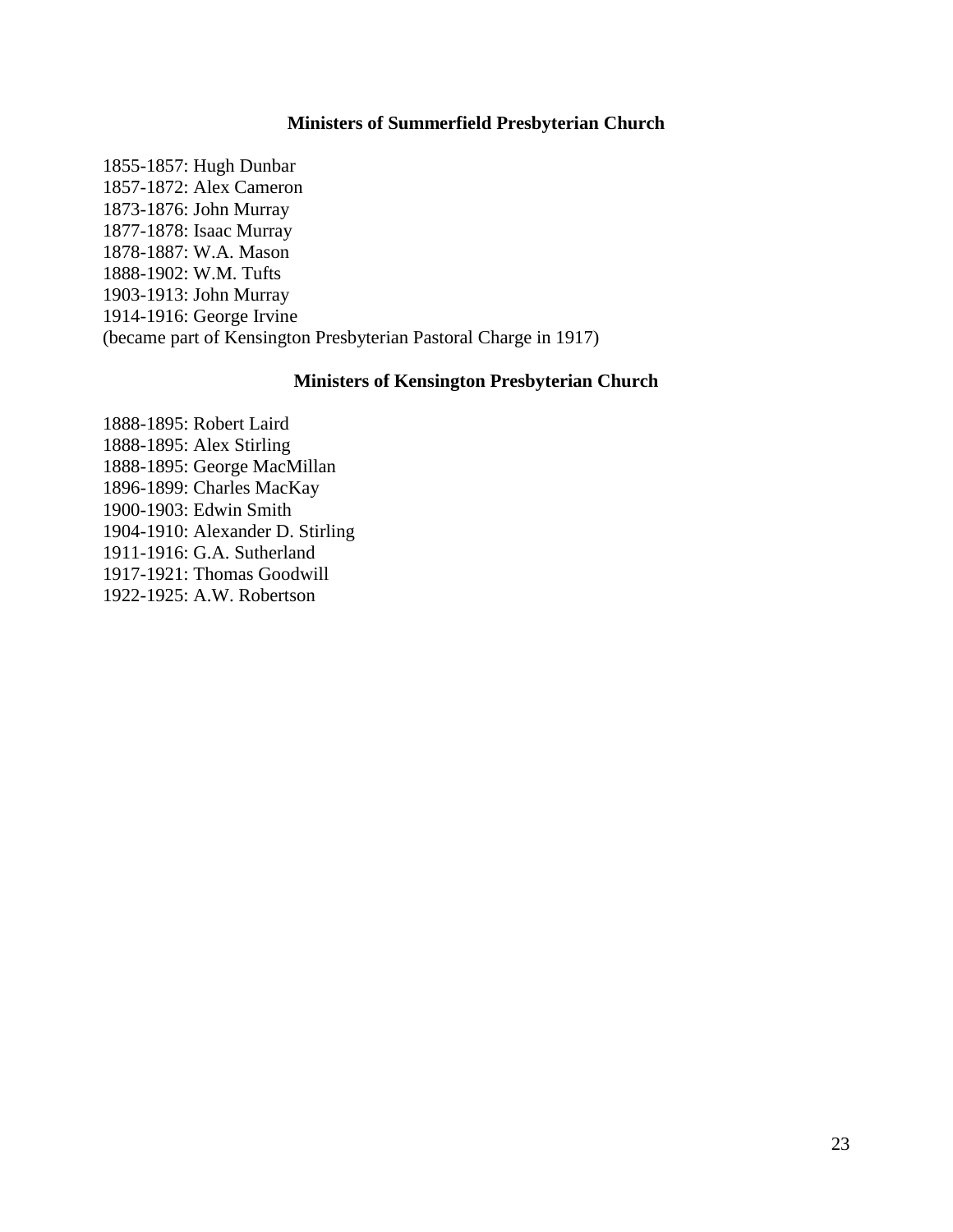## Ministers of Summerfield Presbyterian Church

1855-1857: Hugh Dunbar
1857-1872: Alex Cameron
1873-1876: John Murray
1877-1878: Isaac Murray
1878-1887: W.A. Mason
1888-1902: W.M. Tufts
1903-1913: John Murray
1914-1916: George Irvine
(became part of Kensington Presbyterian Pastoral Charge in 1917)

## Ministers of Kensington Presbyterian Church

1888-1895: Robert Laird
1888-1895: Alex Stirling
1888-1895: George MacMillan
1896-1899: Charles MacKay
1900-1903: Edwin Smith
1904-1910: Alexander D. Stirling
1911-1916: G.A. Sutherland
1917-1921: Thomas Goodwill
1922-1925: A.W. Robertson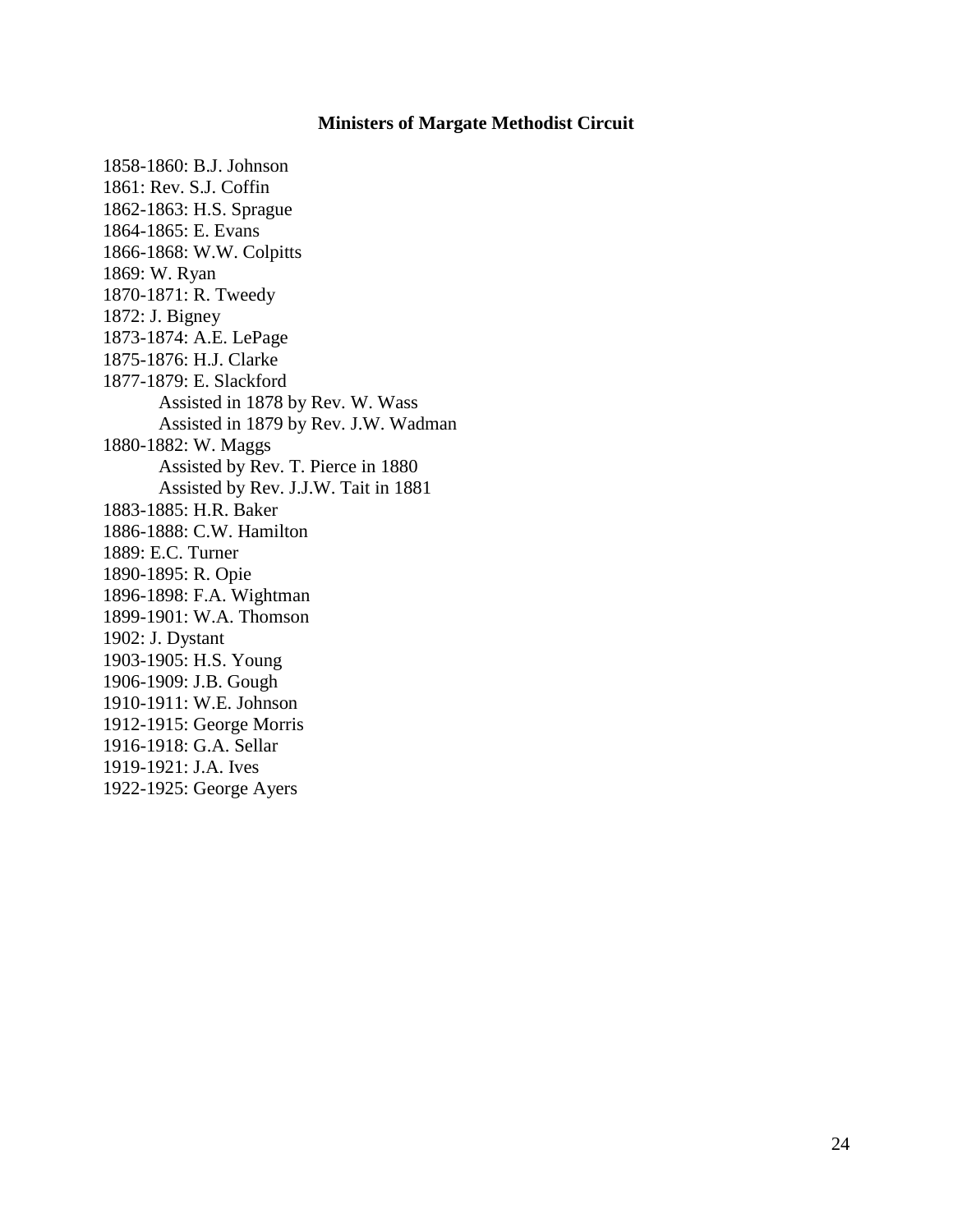## Ministers of Margate Methodist Circuit

1858-1860: B.J. Johnson
1861: Rev. S.J. Coffin
1862-1863: H.S. Sprague
1864-1865: E. Evans
1866-1868: W.W. Colpitts
1869: W. Ryan
1870-1871: R. Tweedy
1872: J. Bigney
1873-1874: A.E. LePage
1875-1876: H.J. Clarke
1877-1879: E. Slackford
  Assisted in 1878 by Rev. W. Wass
  Assisted in 1879 by Rev. J.W. Wadman
1880-1882: W. Maggs
  Assisted by Rev. T. Pierce in 1880
  Assisted by Rev. J.J.W. Tait in 1881
1883-1885: H.R. Baker
1886-1888: C.W. Hamilton
1889: E.C. Turner
1890-1895: R. Opie
1896-1898: F.A. Wightman
1899-1901: W.A. Thomson
1902: J. Dystant
1903-1905: H.S. Young
1906-1909: J.B. Gough
1910-1911: W.E. Johnson
1912-1915: George Morris
1916-1918: G.A. Sellar
1919-1921: J.A. Ives
1922-1925: George Ayers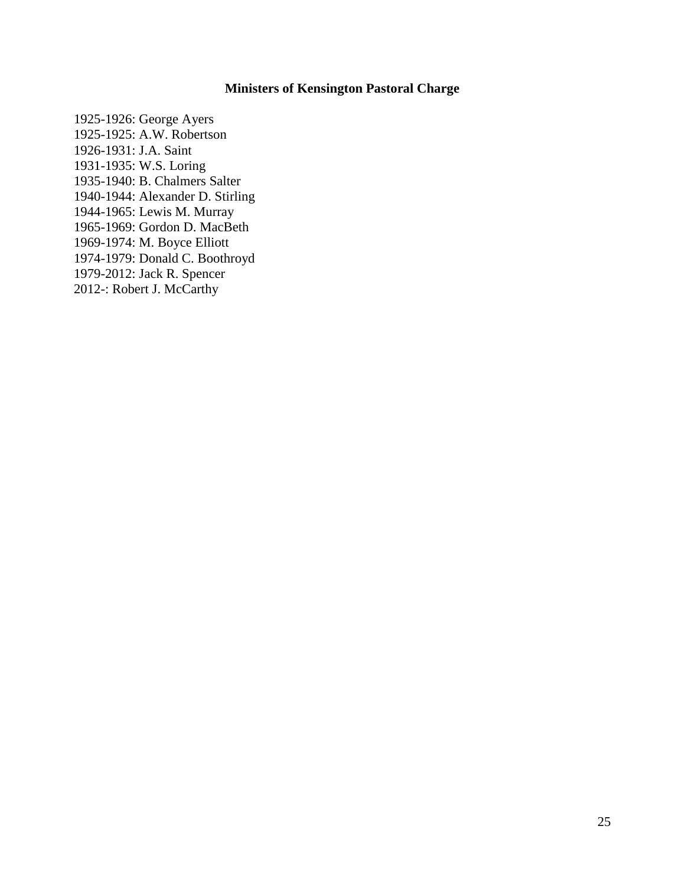## Ministers of Kensington Pastoral Charge

1925-1926: George Ayers
1925-1925: A.W. Robertson
1926-1931: J.A. Saint
1931-1935: W.S. Loring
1935-1940: B. Chalmers Salter
1940-1944: Alexander D. Stirling
1944-1965: Lewis M. Murray
1965-1969: Gordon D. MacBeth
1969-1974: M. Boyce Elliott
1974-1979: Donald C. Boothroyd
1979-2012: Jack R. Spencer
2012-: Robert J. McCarthy